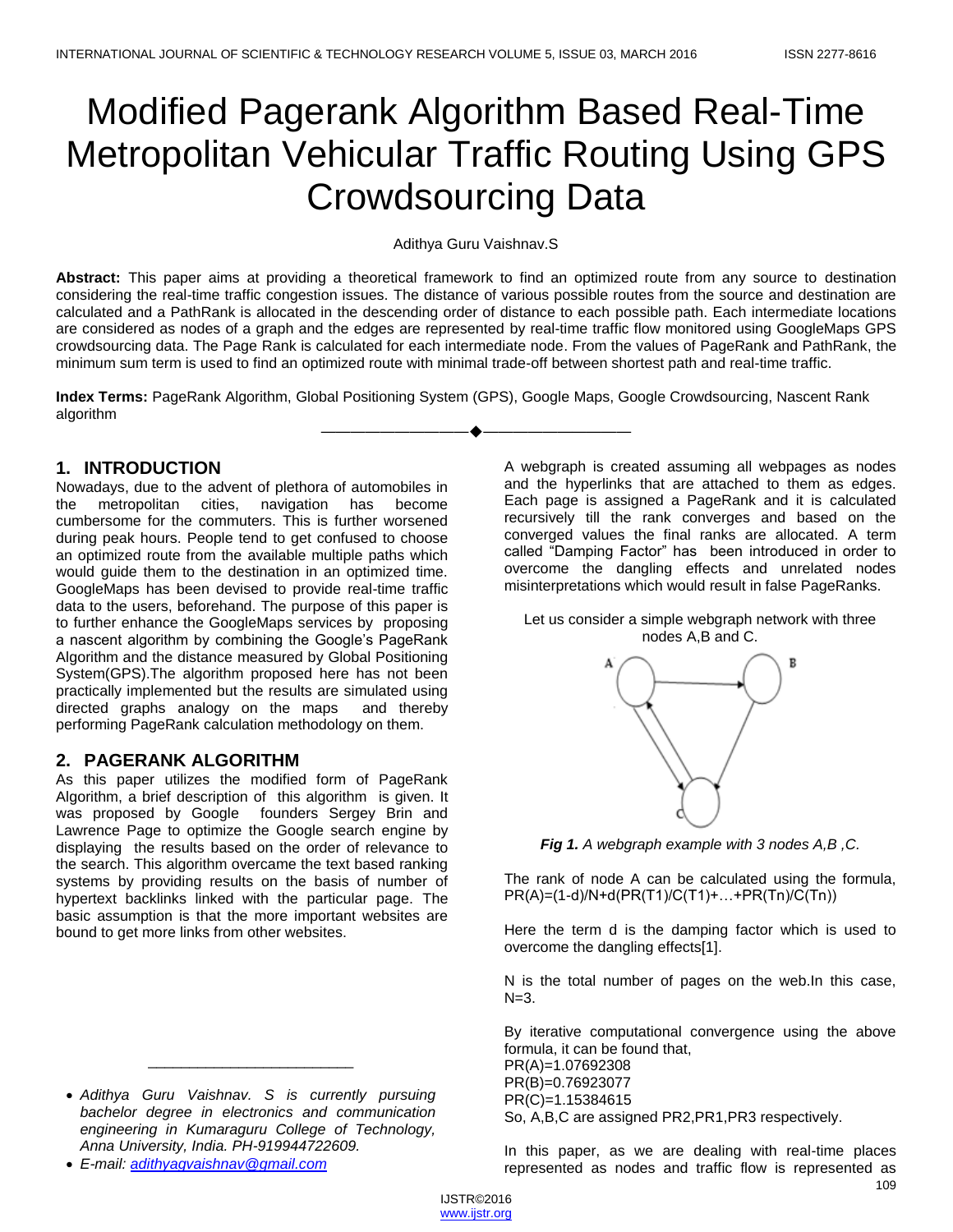# Modified Pagerank Algorithm Based Real-Time Metropolitan Vehicular Traffic Routing Using GPS Crowdsourcing Data

Adithya Guru Vaishnav.S

**Abstract:** This paper aims at providing a theoretical framework to find an optimized route from any source to destination considering the real-time traffic congestion issues. The distance of various possible routes from the source and destination are calculated and a PathRank is allocated in the descending order of distance to each possible path. Each intermediate locations are considered as nodes of a graph and the edges are represented by real-time traffic flow monitored using GoogleMaps GPS crowdsourcing data. The Page Rank is calculated for each intermediate node. From the values of PageRank and PathRank, the minimum sum term is used to find an optimized route with minimal trade-off between shortest path and real-time traffic.

**Index Terms:** PageRank Algorithm, Global Positioning System (GPS), Google Maps, Google Crowdsourcing, Nascent Rank algorithm

---

## 1. INTRODUCTION

Nowadays, due to the advent of plethora of automobiles in the metropolitan cities, navigation has become cumbersome for the commuters. This is further worsened during peak hours. People tend to get confused to choose an optimized route from the available multiple paths which would guide them to the destination in an optimized time. GoogleMaps has been devised to provide real-time traffic data to the users, beforehand. The purpose of this paper is to further enhance the GoogleMaps services by proposing a nascent algorithm by combining the Google's PageRank Algorithm and the distance measured by Global Positioning System(GPS).The algorithm proposed here has not been practically implemented but the results are simulated using directed graphs analogy on the maps and thereby performing PageRank calculation methodology on them.

## 2. PAGERANK ALGORITHM

As this paper utilizes the modified form of PageRank Algorithm, a brief description of this algorithm is given. It was proposed by Google founders Sergey Brin and Lawrence Page to optimize the Google search engine by displaying the results based on the order of relevance to the search. This algorithm overcame the text based ranking systems by providing results on the basis of number of hypertext backlinks linked with the particular page. The basic assumption is that the more important websites are bound to get more links from other websites.

- *Adithya Guru Vaishnav. S is currently pursuing bachelor degree in electronics and communication engineering in Kumaraguru College of Technology, Anna University, India. PH-919944722609.*
- *E-mail: adithyagvaishnav@gmail.com*

A webgraph is created assuming all webpages as nodes and the hyperlinks that are attached to them as edges. Each page is assigned a PageRank and it is calculated recursively till the rank converges and based on the converged values the final ranks are allocated. A term called "Damping Factor" has been introduced in order to overcome the dangling effects and unrelated nodes misinterpretations which would result in false PageRanks.

Let us consider a simple webgraph network with three nodes A,B and C.

***Fig 1.*** *A webgraph example with 3 nodes A,B ,C.*

The rank of node A can be calculated using the formula, $PR(A)=(1-d)/N+d(PR(T1)/C(T1)+\ldots+PR(Tn)/C(Tn))$

Here the term d is the damping factor which is used to overcome the dangling effects[1].

N is the total number of pages on the web.In this case, N=3.

By iterative computational convergence using the above formula, it can be found that,
PR(A)=1.07692308
PR(B)=0.76923077
PR(C)=1.15384615
So, A,B,C are assigned PR2,PR1,PR3 respectively.

In this paper, as we are dealing with real-time places represented as nodes and traffic flow is represented as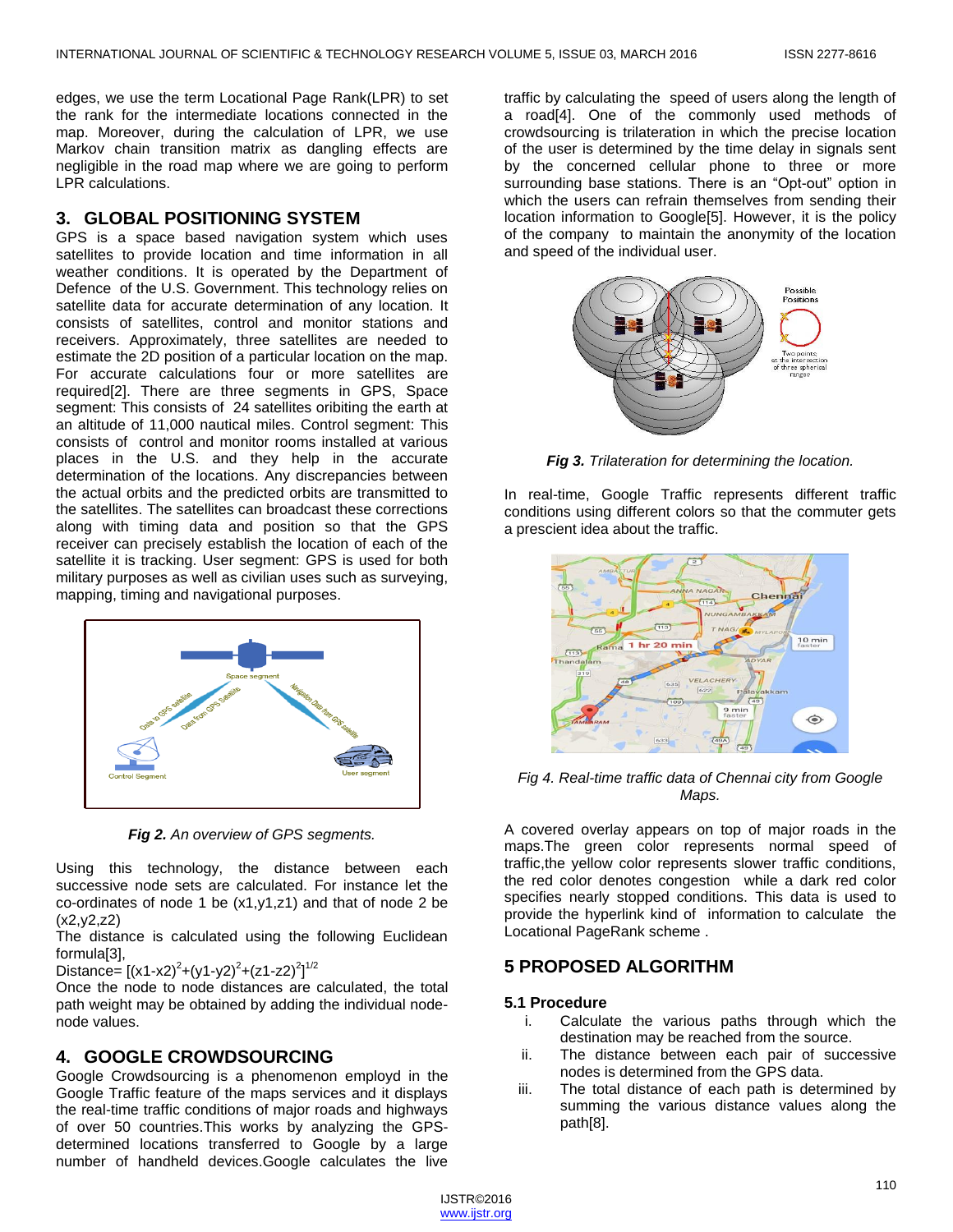edges, we use the term Locational Page Rank(LPR) to set the rank for the intermediate locations connected in the map. Moreover, during the calculation of LPR, we use Markov chain transition matrix as dangling effects are negligible in the road map where we are going to perform LPR calculations.

## 3. GLOBAL POSITIONING SYSTEM

GPS is a space based navigation system which uses satellites to provide location and time information in all weather conditions. It is operated by the Department of Defence of the U.S. Government. This technology relies on satellite data for accurate determination of any location. It consists of satellites, control and monitor stations and receivers. Approximately, three satellites are needed to estimate the 2D position of a particular location on the map. For accurate calculations four or more satellites are required[2]. There are three segments in GPS, Space segment: This consists of 24 satellites oribiting the earth at an altitude of 11,000 nautical miles. Control segment: This consists of control and monitor rooms installed at various places in the U.S. and they help in the accurate determination of the locations. Any discrepancies between the actual orbits and the predicted orbits are transmitted to the satellites. The satellites can broadcast these corrections along with timing data and position so that the GPS receiver can precisely establish the location of each of the satellite it is tracking. User segment: GPS is used for both military purposes as well as civilian uses such as surveying, mapping, timing and navigational purposes.

***Fig 2.*** *An overview of GPS segments.*

Using this technology, the distance between each successive node sets are calculated. For instance let the co-ordinates of node 1 be (x1,y1,z1) and that of node 2 be (x2,y2,z2)

The distance is calculated using the following Euclidean formula[3],

Distance= $[(x1-x2)^2+(y1-y2)^2+(z1-z2)^2]^{1/2}$

Once the node to node distances are calculated, the total path weight may be obtained by adding the individual node-node values.

## 4. GOOGLE CROWDSOURCING

Google Crowdsourcing is a phenomenon employd in the Google Traffic feature of the maps services and it displays the real-time traffic conditions of major roads and highways of over 50 countries.This works by analyzing the GPS-determined locations transferred to Google by a large number of handheld devices.Google calculates the live traffic by calculating the speed of users along the length of a road[4]. One of the commonly used methods of crowdsourcing is trilateration in which the precise location of the user is determined by the time delay in signals sent by the concerned cellular phone to three or more surrounding base stations. There is an "Opt-out" option in which the users can refrain themselves from sending their location information to Google[5]. However, it is the policy of the company to maintain the anonymity of the location and speed of the individual user.

***Fig 3.*** *Trilateration for determining the location.*

In real-time, Google Traffic represents different traffic conditions using different colors so that the commuter gets a prescient idea about the traffic.

*Fig 4. Real-time traffic data of Chennai city from Google Maps.*

A covered overlay appears on top of major roads in the maps.The green color represents normal speed of traffic,the yellow color represents slower traffic conditions, the red color denotes congestion while a dark red color specifies nearly stopped conditions. This data is used to provide the hyperlink kind of information to calculate the Locational PageRank scheme .

## 5 PROPOSED ALGORITHM

### 5.1 Procedure

i. Calculate the various paths through which the destination may be reached from the source.
ii. The distance between each pair of successive nodes is determined from the GPS data.
iii. The total distance of each path is determined by summing the various distance values along the path[8].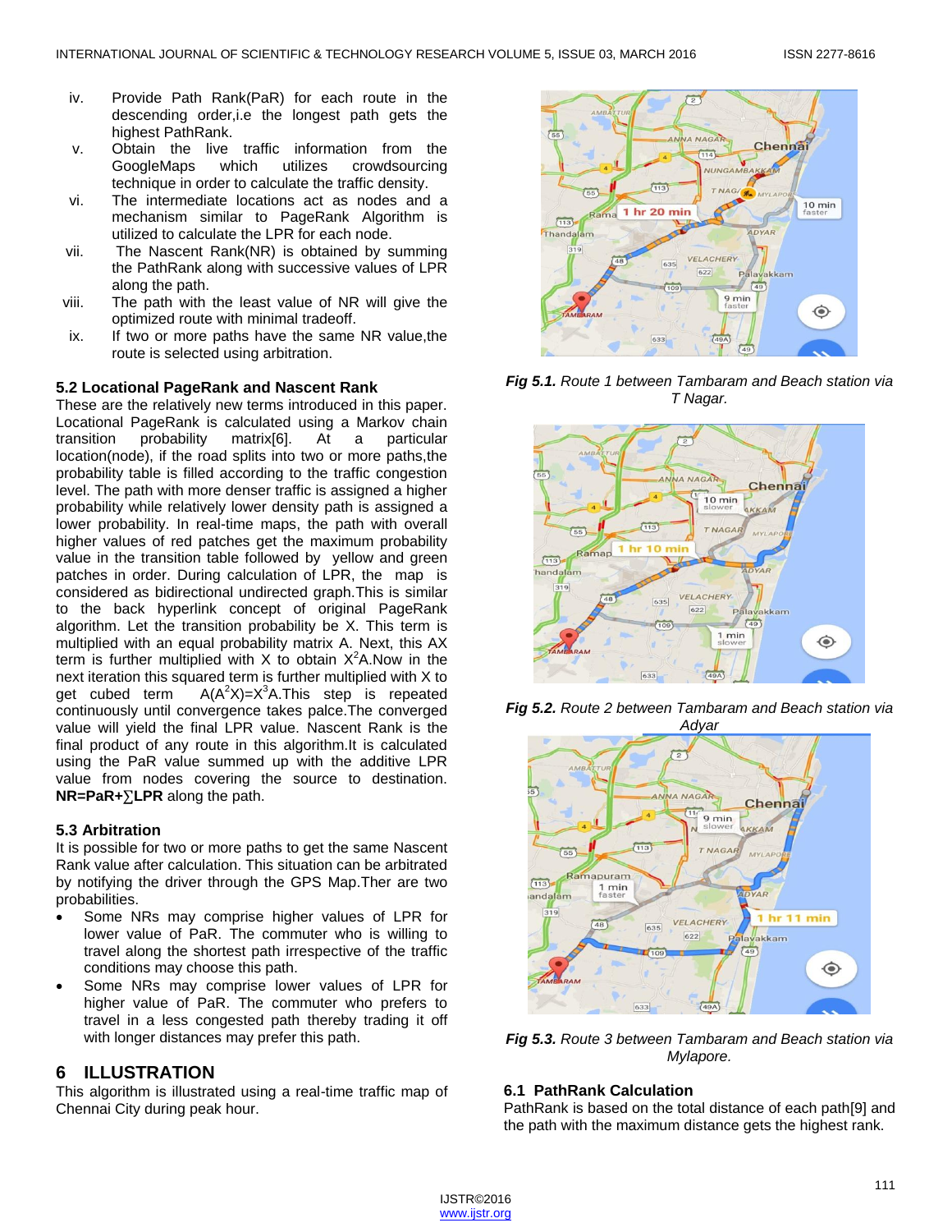iv. Provide Path Rank(PaR) for each route in the descending order,i.e the longest path gets the highest PathRank.

v. Obtain the live traffic information from the GoogleMaps which utilizes crowdsourcing technique in order to calculate the traffic density.

vi. The intermediate locations act as nodes and a mechanism similar to PageRank Algorithm is utilized to calculate the LPR for each node.

vii. The Nascent Rank(NR) is obtained by summing the PathRank along with successive values of LPR along the path.

viii. The path with the least value of NR will give the optimized route with minimal tradeoff.

ix. If two or more paths have the same NR value,the route is selected using arbitration.

### 5.2 Locational PageRank and Nascent Rank

These are the relatively new terms introduced in this paper. Locational PageRank is calculated using a Markov chain transition probability matrix[6]. At a particular location(node), if the road splits into two or more paths,the probability table is filled according to the traffic congestion level. The path with more denser traffic is assigned a higher probability while relatively lower density path is assigned a lower probability. In real-time maps, the path with overall higher values of red patches get the maximum probability value in the transition table followed by yellow and green patches in order. During calculation of LPR, the map is considered as bidirectional undirected graph.This is similar to the back hyperlink concept of original PageRank algorithm. Let the transition probability be X. This term is multiplied with an equal probability matrix A. Next, this AX term is further multiplied with X to obtain $X^2A$.Now in the next iteration this squared term is further multiplied with X to get cubed term $A(A^2X)=X^3A$.This step is repeated continuously until convergence takes palce.The converged value will yield the final LPR value. Nascent Rank is the final product of any route in this algorithm.It is calculated using the PaR value summed up with the additive LPR value from nodes covering the source to destination. **NR=PaR+∑LPR** along the path.

### 5.3 Arbitration

It is possible for two or more paths to get the same Nascent Rank value after calculation. This situation can be arbitrated by notifying the driver through the GPS Map.Ther are two probabilities.

- Some NRs may comprise higher values of LPR for lower value of PaR. The commuter who is willing to travel along the shortest path irrespective of the traffic conditions may choose this path.
- Some NRs may comprise lower values of LPR for higher value of PaR. The commuter who prefers to travel in a less congested path thereby trading it off with longer distances may prefer this path.

## 6 ILLUSTRATION

This algorithm is illustrated using a real-time traffic map of Chennai City during peak hour.

***Fig 5.1.*** *Route 1 between Tambaram and Beach station via T Nagar.*

***Fig 5.2.*** *Route 2 between Tambaram and Beach station via Adyar*

***Fig 5.3.*** *Route 3 between Tambaram and Beach station via Mylapore.*

### 6.1 PathRank Calculation

PathRank is based on the total distance of each path[9] and the path with the maximum distance gets the highest rank.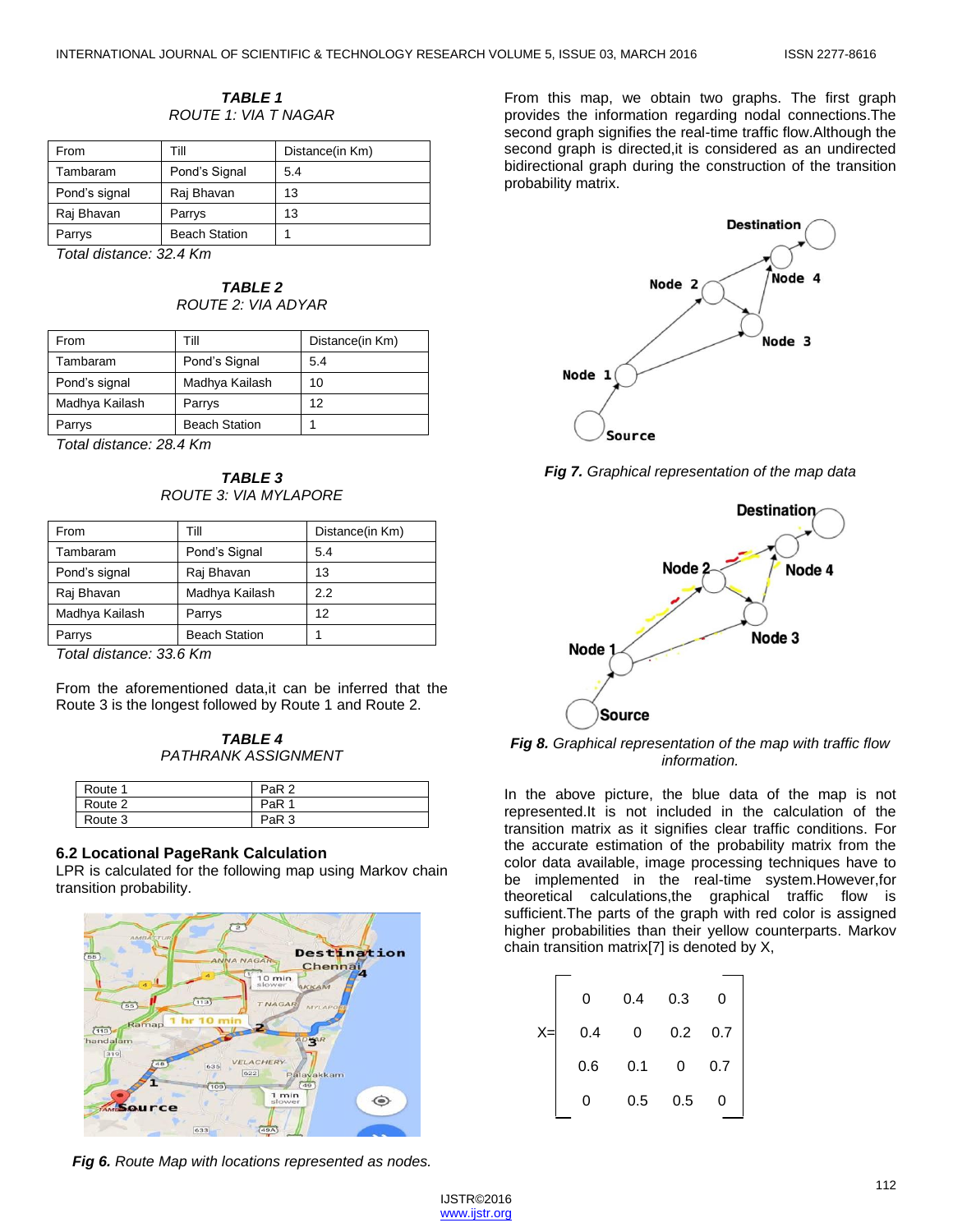***TABLE 1***
*ROUTE 1: VIA T NAGAR*

| From | Till | Distance(in Km) |
|---|---|---|
| Tambaram | Pond's Signal | 5.4 |
| Pond's signal | Raj Bhavan | 13 |
| Raj Bhavan | Parrys | 13 |
| Parrys | Beach Station | 1 |

*Total distance: 32.4 Km*

***TABLE 2***
*ROUTE 2: VIA ADYAR*

| From | Till | Distance(in Km) |
|---|---|---|
| Tambaram | Pond's Signal | 5.4 |
| Pond's signal | Madhya Kailash | 10 |
| Madhya Kailash | Parrys | 12 |
| Parrys | Beach Station | 1 |

*Total distance: 28.4 Km*

***TABLE 3***
*ROUTE 3: VIA MYLAPORE*

| From | Till | Distance(in Km) |
|---|---|---|
| Tambaram | Pond's Signal | 5.4 |
| Pond's signal | Raj Bhavan | 13 |
| Raj Bhavan | Madhya Kailash | 2.2 |
| Madhya Kailash | Parrys | 12 |
| Parrys | Beach Station | 1 |

*Total distance: 33.6 Km*

From the aforementioned data,it can be inferred that the Route 3 is the longest followed by Route 1 and Route 2.

***TABLE 4***
*PATHRANK ASSIGNMENT*

| Route | PaR |
|---|---|
| Route 1 | PaR 2 |
| Route 2 | PaR 1 |
| Route 3 | PaR 3 |

### 6.2 Locational PageRank Calculation

LPR is calculated for the following map using Markov chain transition probability.

***Fig 6.*** *Route Map with locations represented as nodes.*

From this map, we obtain two graphs. The first graph provides the information regarding nodal connections.The second graph signifies the real-time traffic flow.Although the second graph is directed,it is considered as an undirected bidirectional graph during the construction of the transition probability matrix.

***Fig 7.*** *Graphical representation of the map data*

***Fig 8.*** *Graphical representation of the map with traffic flow information.*

In the above picture, the blue data of the map is not represented.It is not included in the calculation of the transition matrix as it signifies clear traffic conditions. For the accurate estimation of the probability matrix from the color data available, image processing techniques have to be implemented in the real-time system.However,for theoretical calculations,the graphical traffic flow is sufficient.The parts of the graph with red color is assigned higher probabilities than their yellow counterparts. Markov chain transition matrix[7] is denoted by X,

$$X=\begin{bmatrix} 0 & 0.4 & 0.3 & 0 \\ 0.4 & 0 & 0.2 & 0.7 \\ 0.6 & 0.1 & 0 & 0.7 \\ 0 & 0.5 & 0.5 & 0 \end{bmatrix}$$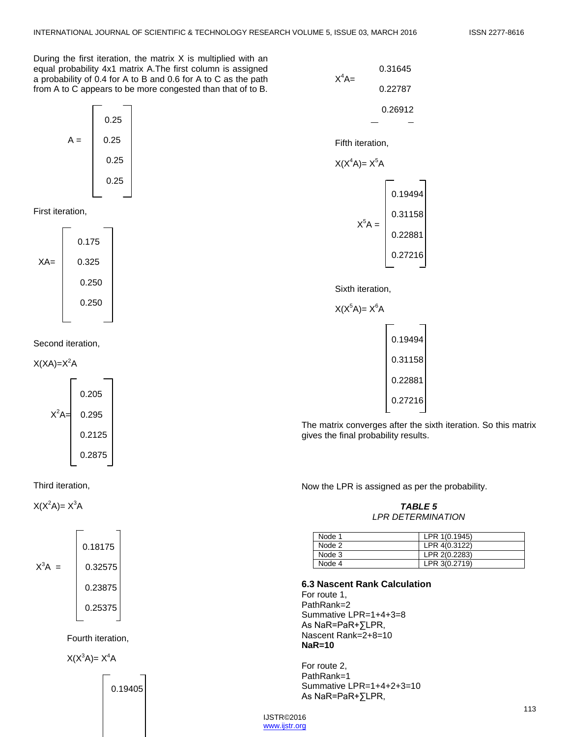During the first iteration, the matrix X is multiplied with an equal probability 4x1 matrix A.The first column is assigned a probability of 0.4 for A to B and 0.6 for A to C as the path from A to C appears to be more congested than that of to B.

$$A = \begin{bmatrix} 0.25 \\ 0.25 \\ 0.25 \\ 0.25 \end{bmatrix}$$

First iteration,

$$XA = \begin{bmatrix} 0.175 \\ 0.325 \\ 0.250 \\ 0.250 \end{bmatrix}$$

Second iteration,

$X(XA)=X^2A$

$$X^2A = \begin{bmatrix} 0.205 \\ 0.295 \\ 0.2125 \\ 0.2875 \end{bmatrix}$$

Third iteration,

$X(X^2A)= X^3A$

$$X^3A = \begin{bmatrix} 0.18175 \\ 0.32575 \\ 0.23875 \\ 0.25375 \end{bmatrix}$$

Fourth iteration,

$X(X^3A)= X^4A$

$$X^4A = \begin{bmatrix} 0.19405 \\ 0.31645 \\ 0.22787 \\ 0.26912 \end{bmatrix}$$

Fifth iteration,

$X(X^4A)= X^5A$

$$X^5A = \begin{bmatrix} 0.19494 \\ 0.31158 \\ 0.22881 \\ 0.27216 \end{bmatrix}$$

Sixth iteration,

$X(X^5A)= X^6A$

$$\begin{bmatrix} 0.19494 \\ 0.31158 \\ 0.22881 \\ 0.27216 \end{bmatrix}$$

The matrix converges after the sixth iteration. So this matrix gives the final probability results.

Now the LPR is assigned as per the probability.

***TABLE 5***

*LPR DETERMINATION*

| | |
|---|---|
| Node 1 | LPR 1(0.1945) |
| Node 2 | LPR 4(0.3122) |
| Node 3 | LPR 2(0.2283) |
| Node 4 | LPR 3(0.2719) |

### 6.3 Nascent Rank Calculation

For route 1,
PathRank=2
Summative LPR=1+4+3=8
As NaR=PaR+∑LPR,
Nascent Rank=2+8=10
**NaR=10**

For route 2,
PathRank=1
Summative LPR=1+4+2+3=10
As NaR=PaR+∑LPR,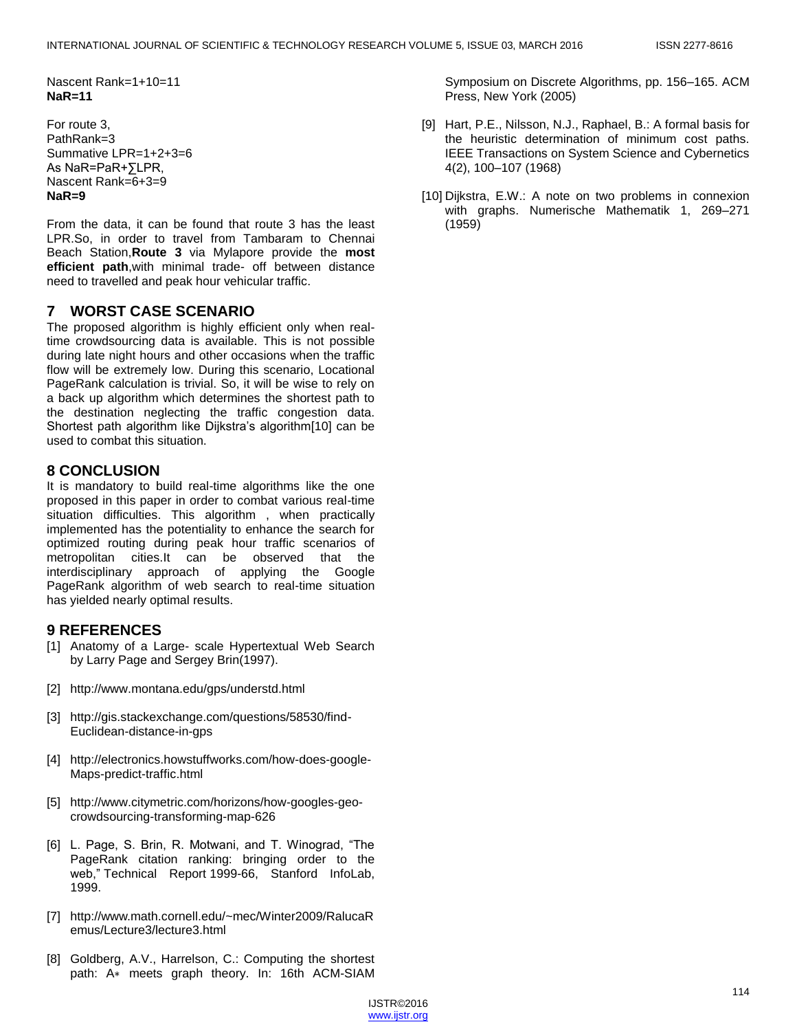Nascent Rank=1+10=11
**NaR=11**

For route 3,
PathRank=3
Summative LPR=1+2+3=6
As NaR=PaR+∑LPR,
Nascent Rank=6+3=9
**NaR=9**

From the data, it can be found that route 3 has the least LPR.So, in order to travel from Tambaram to Chennai Beach Station,**Route 3** via Mylapore provide the **most efficient path**,with minimal trade- off between distance need to travelled and peak hour vehicular traffic.

## 7 WORST CASE SCENARIO

The proposed algorithm is highly efficient only when real-time crowdsourcing data is available. This is not possible during late night hours and other occasions when the traffic flow will be extremely low. During this scenario, Locational PageRank calculation is trivial. So, it will be wise to rely on a back up algorithm which determines the shortest path to the destination neglecting the traffic congestion data. Shortest path algorithm like Dijkstra's algorithm[10] can be used to combat this situation.

## 8 CONCLUSION

It is mandatory to build real-time algorithms like the one proposed in this paper in order to combat various real-time situation difficulties. This algorithm , when practically implemented has the potentiality to enhance the search for optimized routing during peak hour traffic scenarios of metropolitan cities.It can be observed that the interdisciplinary approach of applying the Google PageRank algorithm of web search to real-time situation has yielded nearly optimal results.

## 9 REFERENCES

[1] Anatomy of a Large- scale Hypertextual Web Search by Larry Page and Sergey Brin(1997).

[2] http://www.montana.edu/gps/understd.html

[3] http://gis.stackexchange.com/questions/58530/find-Euclidean-distance-in-gps

[4] http://electronics.howstuffworks.com/how-does-google-Maps-predict-traffic.html

[5] http://www.citymetric.com/horizons/how-googles-geo-crowdsourcing-transforming-map-626

[6] L. Page, S. Brin, R. Motwani, and T. Winograd, "The PageRank citation ranking: bringing order to the web," Technical Report 1999-66, Stanford InfoLab, 1999.

[7] http://www.math.cornell.edu/~mec/Winter2009/RalucaRemus/Lecture3/lecture3.html

[8] Goldberg, A.V., Harrelson, C.: Computing the shortest path: A∗ meets graph theory. In: 16th ACM-SIAM Symposium on Discrete Algorithms, pp. 156–165. ACM Press, New York (2005)

[9] Hart, P.E., Nilsson, N.J., Raphael, B.: A formal basis for the heuristic determination of minimum cost paths. IEEE Transactions on System Science and Cybernetics 4(2), 100–107 (1968)

[10] Dijkstra, E.W.: A note on two problems in connexion with graphs. Numerische Mathematik 1, 269–271 (1959)